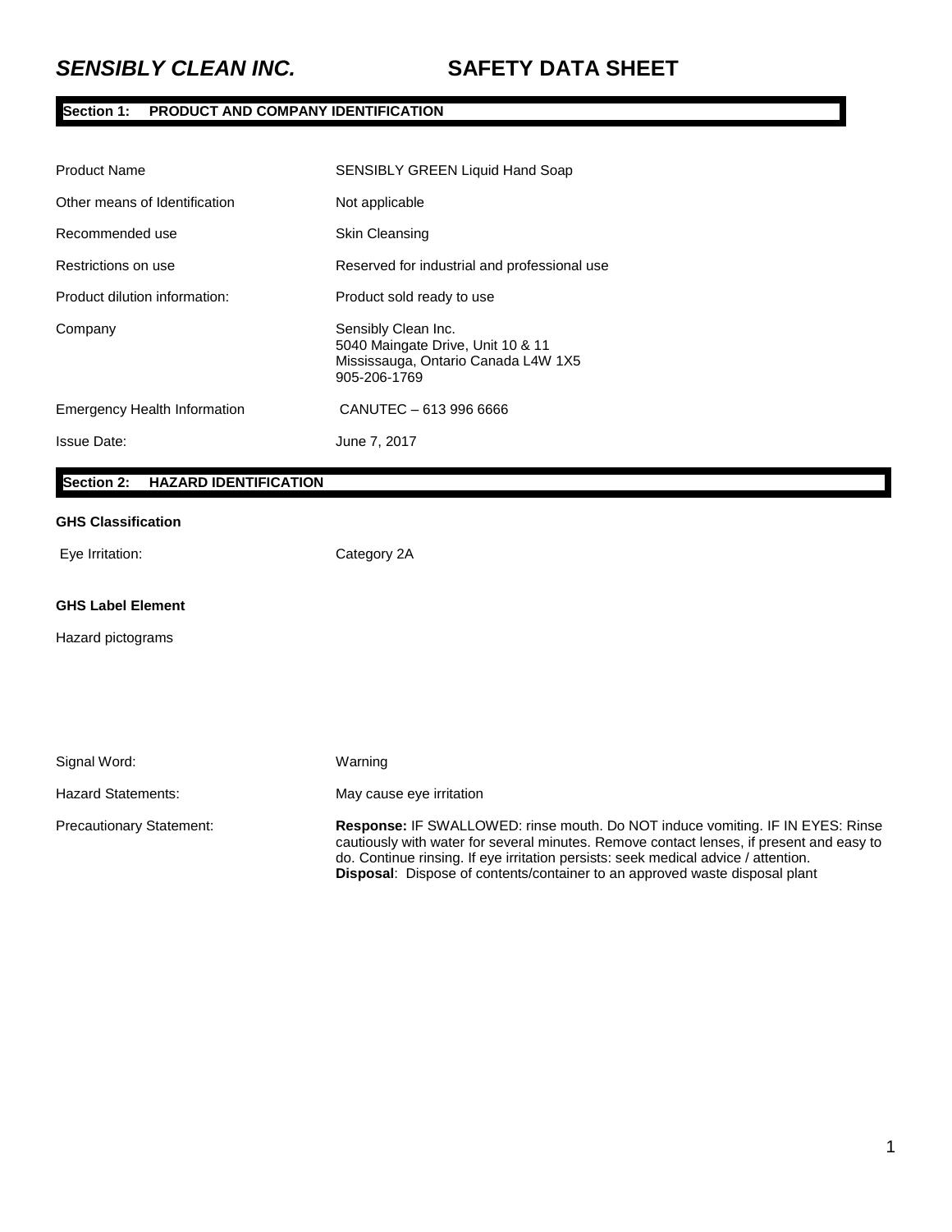# *SENSIBLY CLEAN INC.* SAFETY DATA SHEET

## Section 1: PRODUCT AND COMPANY IDENTIFICATION

| | |
|---|---|
| Product Name | SENSIBLY GREEN Liquid Hand Soap |
| Other means of Identification | Not applicable |
| Recommended use | Skin Cleansing |
| Restrictions on use | Reserved for industrial and professional use |
| Product dilution information: | Product sold ready to use |
| Company | Sensibly Clean Inc.<br>5040 Maingate Drive, Unit 10 & 11<br>Mississauga, Ontario Canada L4W 1X5<br>905-206-1769 |
| Emergency Health Information | CANUTEC – 613 996 6666 |
| Issue Date: | June 7, 2017 |

## Section 2: HAZARD IDENTIFICATION

**GHS Classification**

| | |
|---|---|
| Eye Irritation: | Category 2A |

**GHS Label Element**

Hazard pictograms

| | |
|---|---|
| Signal Word: | Warning |
| Hazard Statements: | May cause eye irritation |
| Precautionary Statement: | **Response:** IF SWALLOWED: rinse mouth. Do NOT induce vomiting. IF IN EYES: Rinse cautiously with water for several minutes. Remove contact lenses, if present and easy to do. Continue rinsing. If eye irritation persists: seek medical advice / attention.<br>**Disposal**: Dispose of contents/container to an approved waste disposal plant |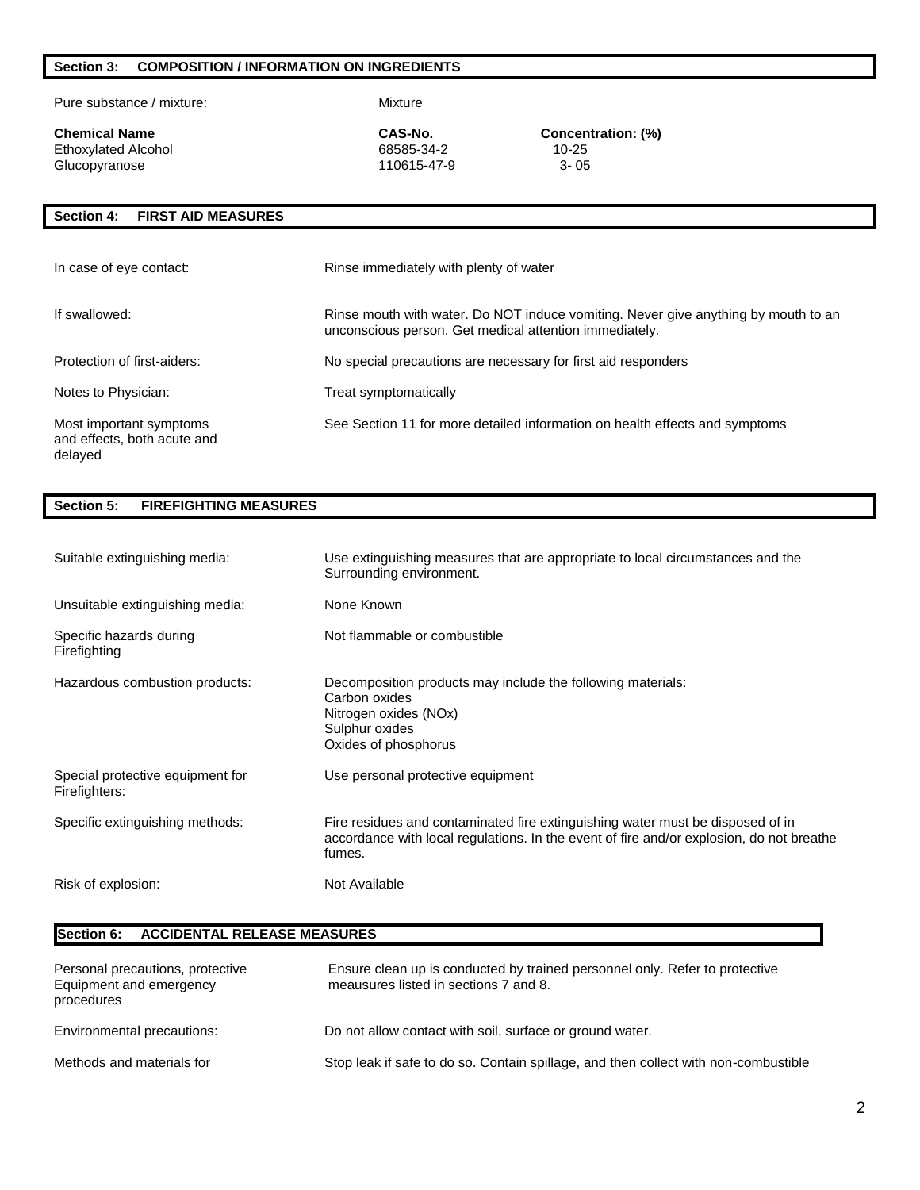## Section 3: COMPOSITION / INFORMATION ON INGREDIENTS

Pure substance / mixture: Mixture

| Chemical Name | CAS-No. | Concentration: (%) |
|---|---|---|
| Ethoxylated Alcohol | 68585-34-2 | 10-25 |
| Glucopyranose | 110615-47-9 | 3- 05 |

## Section 4: FIRST AID MEASURES

| | |
|---|---|
| In case of eye contact: | Rinse immediately with plenty of water |
| If swallowed: | Rinse mouth with water. Do NOT induce vomiting. Never give anything by mouth to an unconscious person. Get medical attention immediately. |
| Protection of first-aiders: | No special precautions are necessary for first aid responders |
| Notes to Physician: | Treat symptomatically |
| Most important symptoms and effects, both acute and delayed | See Section 11 for more detailed information on health effects and symptoms |

## Section 5: FIREFIGHTING MEASURES

| | |
|---|---|
| Suitable extinguishing media: | Use extinguishing measures that are appropriate to local circumstances and the Surrounding environment. |
| Unsuitable extinguishing media: | None Known |
| Specific hazards during Firefighting | Not flammable or combustible |
| Hazardous combustion products: | Decomposition products may include the following materials:<br>Carbon oxides<br>Nitrogen oxides (NOx)<br>Sulphur oxides<br>Oxides of phosphorus |
| Special protective equipment for Firefighters: | Use personal protective equipment |
| Specific extinguishing methods: | Fire residues and contaminated fire extinguishing water must be disposed of in accordance with local regulations. In the event of fire and/or explosion, do not breathe fumes. |
| Risk of explosion: | Not Available |

## Section 6: ACCIDENTAL RELEASE MEASURES

| | |
|---|---|
| Personal precautions, protective Equipment and emergency procedures | Ensure clean up is conducted by trained personnel only. Refer to protective meausures listed in sections 7 and 8. |
| Environmental precautions: | Do not allow contact with soil, surface or ground water. |
| Methods and materials for | Stop leak if safe to do so. Contain spillage, and then collect with non-combustible |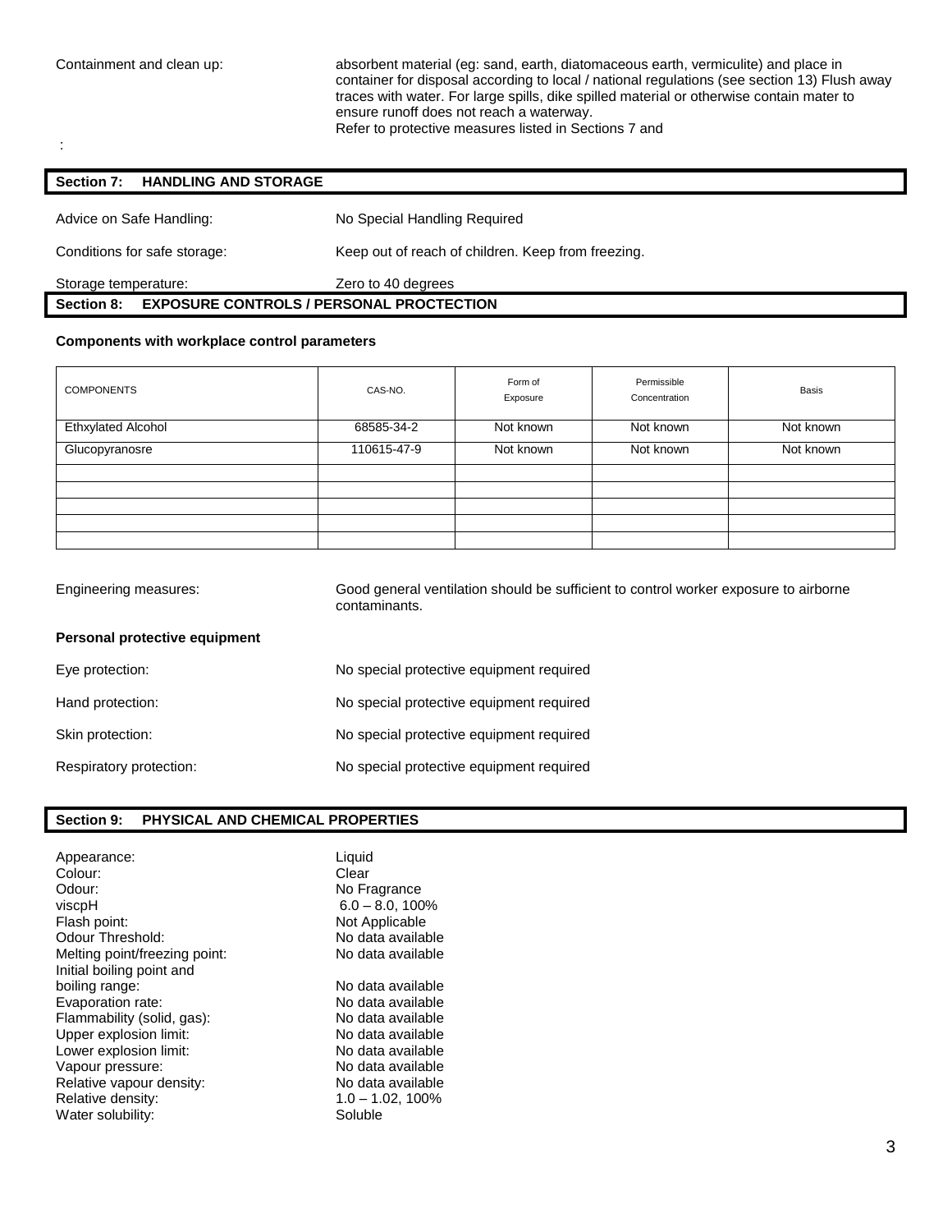Containment and clean up: absorbent material (eg: sand, earth, diatomaceous earth, vermiculite) and place in container for disposal according to local / national regulations (see section 13) Flush away traces with water. For large spills, dike spilled material or otherwise contain mater to ensure runoff does not reach a waterway.
Refer to protective measures listed in Sections 7 and

:

## Section 7: HANDLING AND STORAGE

Advice on Safe Handling: No Special Handling Required

Conditions for safe storage: Keep out of reach of children. Keep from freezing.

Storage temperature: Zero to 40 degrees

## Section 8: EXPOSURE CONTROLS / PERSONAL PROCTECTION

**Components with workplace control parameters**

| COMPONENTS | CAS-NO. | Form of Exposure | Permissible Concentration | Basis |
|---|---|---|---|---|
| Ethxylated Alcohol | 68585-34-2 | Not known | Not known | Not known |
| Glucopyranosre | 110615-47-9 | Not known | Not known | Not known |
| | | | | |
| | | | | |
| | | | | |
| | | | | |
| | | | | |

Engineering measures: Good general ventilation should be sufficient to control worker exposure to airborne contaminants.

**Personal protective equipment**

Eye protection: No special protective equipment required

Hand protection: No special protective equipment required

Skin protection: No special protective equipment required

Respiratory protection: No special protective equipment required

## Section 9: PHYSICAL AND CHEMICAL PROPERTIES

Appearance: Liquid
Colour: Clear
Odour: No Fragrance
viscpH 6.0 – 8.0, 100%
Flash point: Not Applicable
Odour Threshold: No data available
Melting point/freezing point: No data available
Initial boiling point and boiling range: No data available
Evaporation rate: No data available
Flammability (solid, gas): No data available
Upper explosion limit: No data available
Lower explosion limit: No data available
Vapour pressure: No data available
Relative vapour density: No data available
Relative density: 1.0 – 1.02, 100%
Water solubility: Soluble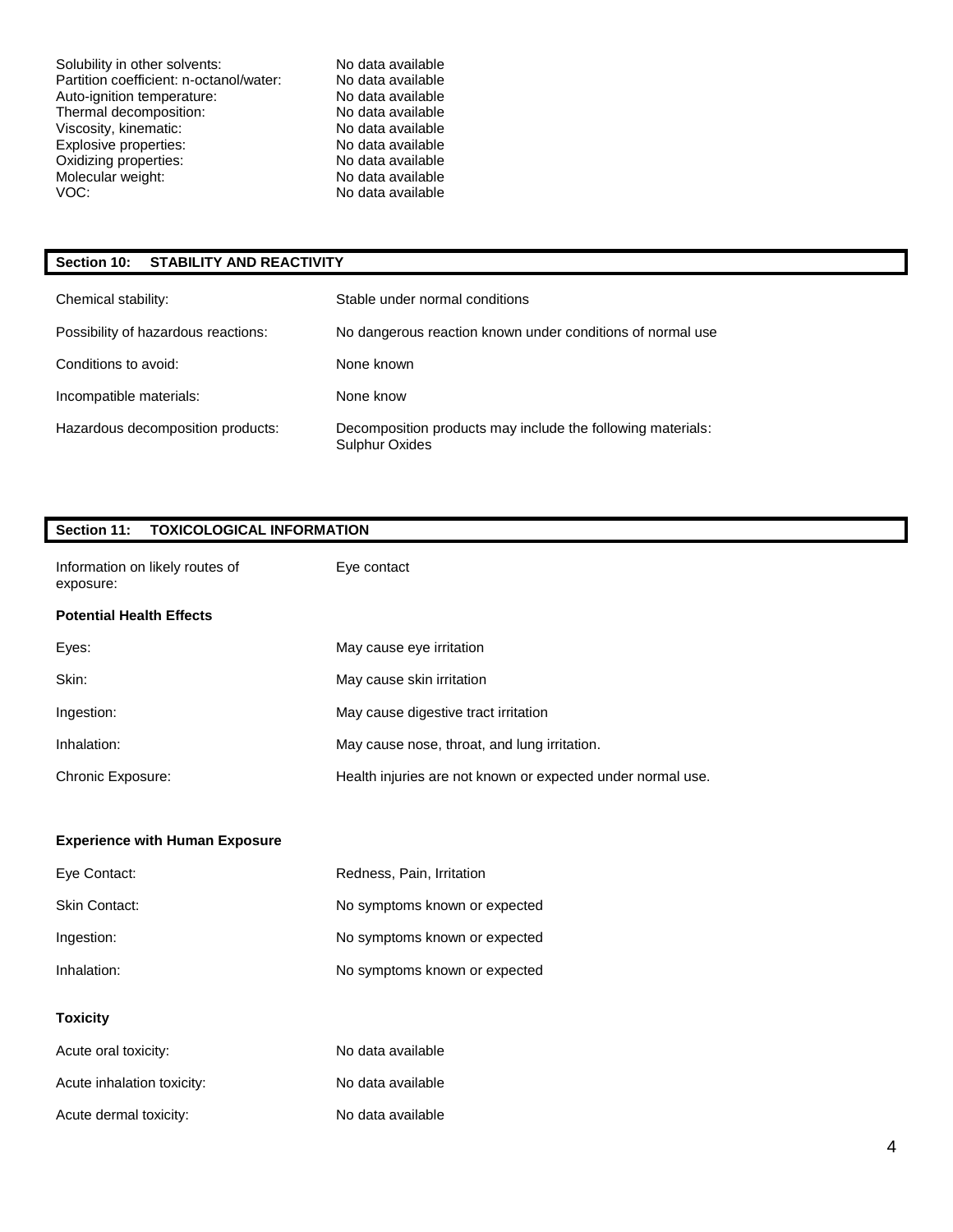| | |
|---|---|
| Solubility in other solvents: | No data available |
| Partition coefficient: n-octanol/water: | No data available |
| Auto-ignition temperature: | No data available |
| Thermal decomposition: | No data available |
| Viscosity, kinematic: | No data available |
| Explosive properties: | No data available |
| Oxidizing properties: | No data available |
| Molecular weight: | No data available |
| VOC: | No data available |

## Section 10: STABILITY AND REACTIVITY

| | |
|---|---|
| Chemical stability: | Stable under normal conditions |
| Possibility of hazardous reactions: | No dangerous reaction known under conditions of normal use |
| Conditions to avoid: | None known |
| Incompatible materials: | None know |
| Hazardous decomposition products: | Decomposition products may include the following materials: Sulphur Oxides |

## Section 11: TOXICOLOGICAL INFORMATION

| | |
|---|---|
| Information on likely routes of exposure: | Eye contact |

**Potential Health Effects**

| | |
|---|---|
| Eyes: | May cause eye irritation |
| Skin: | May cause skin irritation |
| Ingestion: | May cause digestive tract irritation |
| Inhalation: | May cause nose, throat, and lung irritation. |
| Chronic Exposure: | Health injuries are not known or expected under normal use. |

**Experience with Human Exposure**

| | |
|---|---|
| Eye Contact: | Redness, Pain, Irritation |
| Skin Contact: | No symptoms known or expected |
| Ingestion: | No symptoms known or expected |
| Inhalation: | No symptoms known or expected |

**Toxicity**

| | |
|---|---|
| Acute oral toxicity: | No data available |
| Acute inhalation toxicity: | No data available |
| Acute dermal toxicity: | No data available |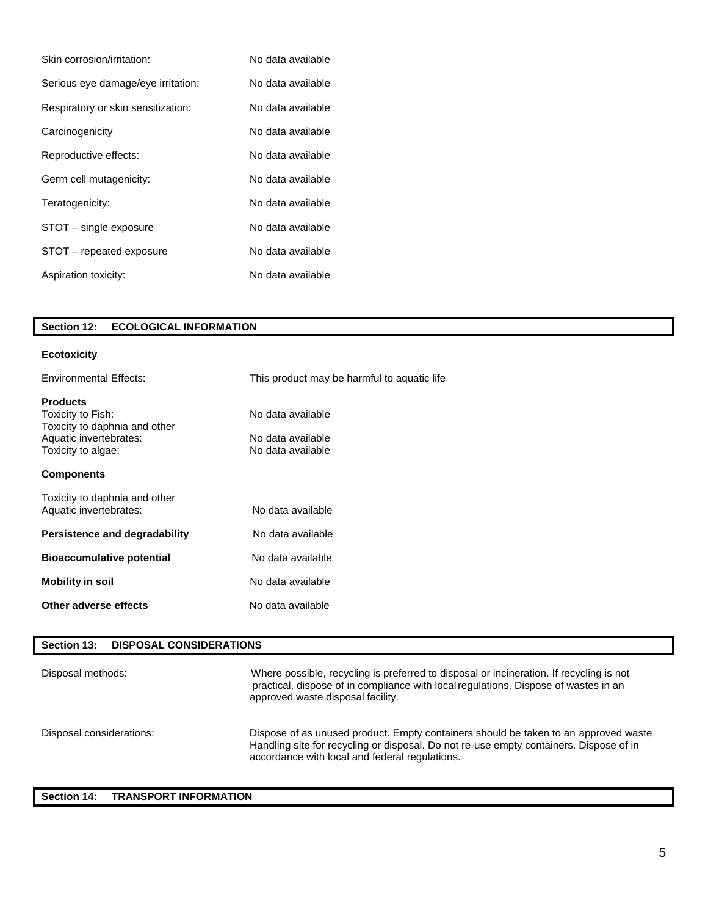| | |
|---|---|
| Skin corrosion/irritation: | No data available |
| Serious eye damage/eye irritation: | No data available |
| Respiratory or skin sensitization: | No data available |
| Carcinogenicity | No data available |
| Reproductive effects: | No data available |
| Germ cell mutagenicity: | No data available |
| Teratogenicity: | No data available |
| STOT – single exposure | No data available |
| STOT – repeated exposure | No data available |
| Aspiration toxicity: | No data available |

## Section 12: ECOLOGICAL INFORMATION

**Ecotoxicity**

| | |
|---|---|
| Environmental Effects: | This product may be harmful to aquatic life |

**Products**

| | |
|---|---|
| Toxicity to Fish: | No data available |
| Toxicity to daphnia and other Aquatic invertebrates: | No data available |
| Toxicity to algae: | No data available |

**Components**

| | |
|---|---|
| Toxicity to daphnia and other Aquatic invertebrates: | No data available |
| **Persistence and degradability** | No data available |
| **Bioaccumulative potential** | No data available |
| **Mobility in soil** | No data available |
| **Other adverse effects** | No data available |

## Section 13: DISPOSAL CONSIDERATIONS

| | |
|---|---|
| Disposal methods: | Where possible, recycling is preferred to disposal or incineration. If recycling is not practical, dispose of in compliance with local regulations. Dispose of wastes in an approved waste disposal facility. |
| Disposal considerations: | Dispose of as unused product. Empty containers should be taken to an approved waste Handling site for recycling or disposal. Do not re-use empty containers. Dispose of in accordance with local and federal regulations. |

## Section 14: TRANSPORT INFORMATION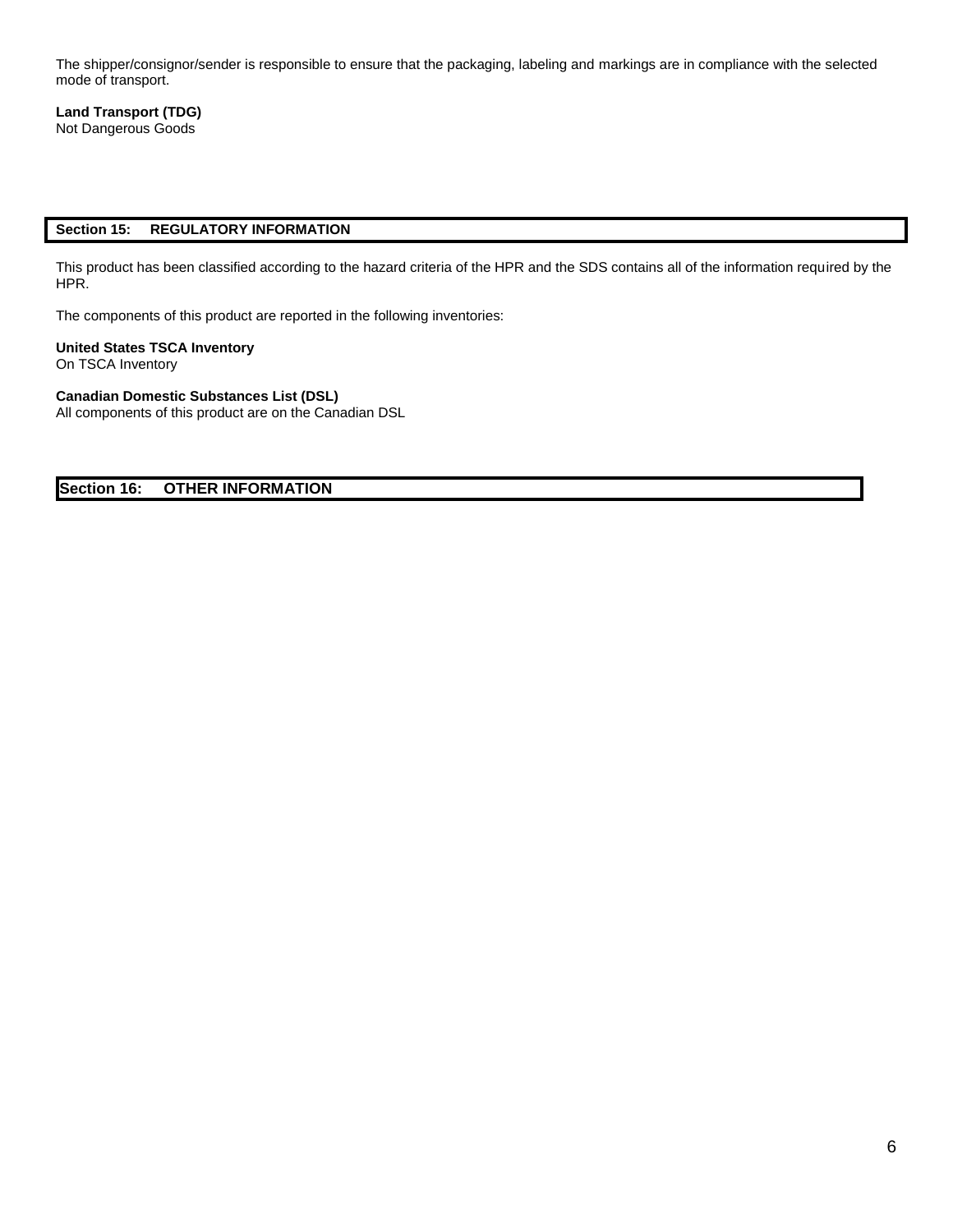The shipper/consignor/sender is responsible to ensure that the packaging, labeling and markings are in compliance with the selected mode of transport.

**Land Transport (TDG)**
Not Dangerous Goods

## Section 15: REGULATORY INFORMATION

This product has been classified according to the hazard criteria of the HPR and the SDS contains all of the information required by the HPR.

The components of this product are reported in the following inventories:

**United States TSCA Inventory**
On TSCA Inventory

**Canadian Domestic Substances List (DSL)**
All components of this product are on the Canadian DSL

## Section 16: OTHER INFORMATION